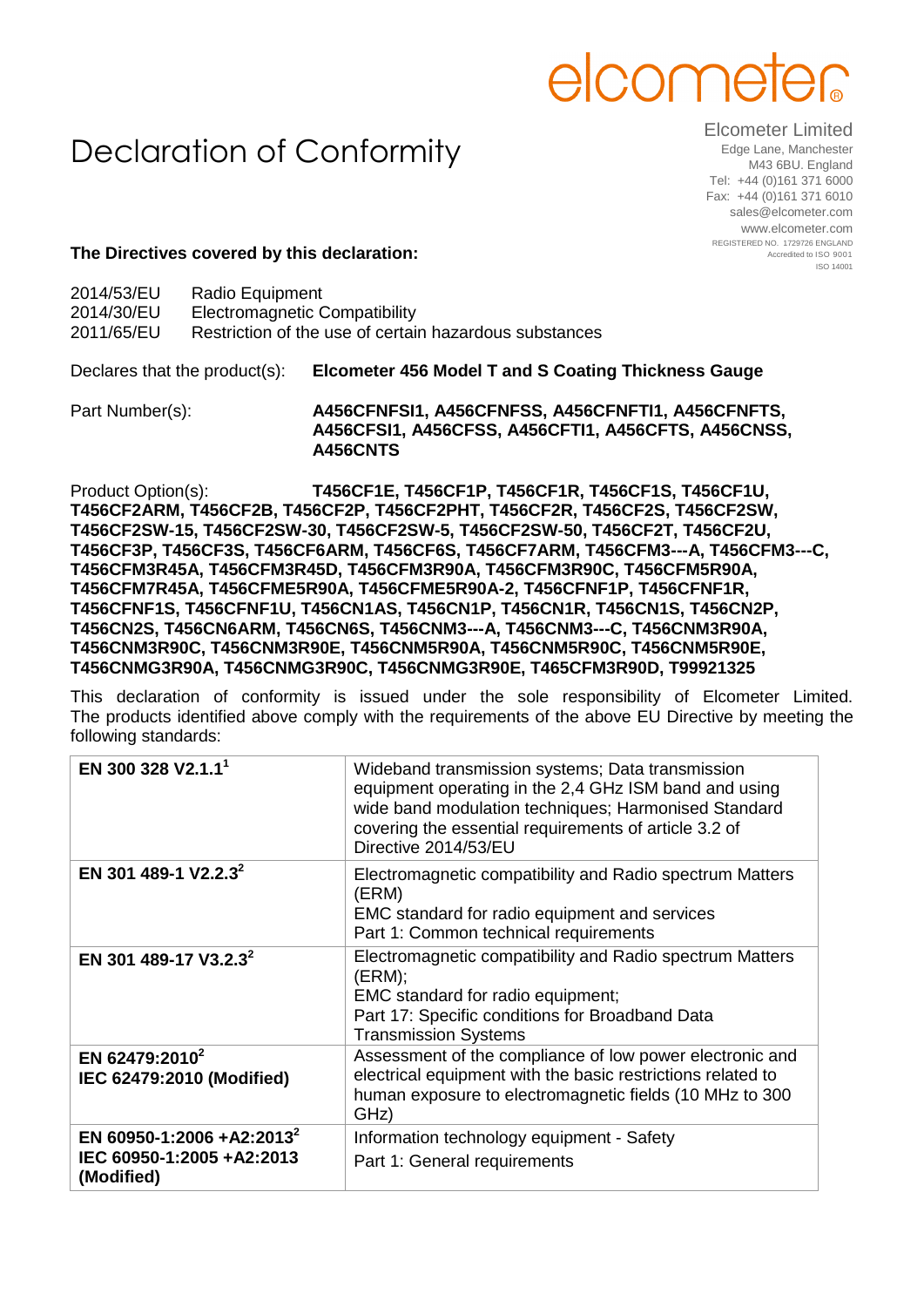elcometer

# Declaration of Conformity

Elcometer Limited
Edge Lane, Manchester
M43 6BU. England
Tel: +44 (0)161 371 6000
Fax: +44 (0)161 371 6010
sales@elcometer.com
www.elcometer.com
REGISTERED NO. 1729726 ENGLAND
Accredited to ISO 9001
ISO 14001

**The Directives covered by this declaration:**

2014/53/EU Radio Equipment
2014/30/EU Electromagnetic Compatibility
2011/65/EU Restriction of the use of certain hazardous substances

Declares that the product(s): **Elcometer 456 Model T and S Coating Thickness Gauge**

Part Number(s): **A456CFNFSI1, A456CFNFSS, A456CFNFTI1, A456CFNFTS, A456CFSI1, A456CFSS, A456CFTI1, A456CFTS, A456CNSS, A456CNTS**

Product Option(s): **T456CF1E, T456CF1P, T456CF1R, T456CF1S, T456CF1U, T456CF2ARM, T456CF2B, T456CF2P, T456CF2PHT, T456CF2R, T456CF2S, T456CF2SW, T456CF2SW-15, T456CF2SW-30, T456CF2SW-5, T456CF2SW-50, T456CF2T, T456CF2U, T456CF3P, T456CF3S, T456CF6ARM, T456CF6S, T456CF7ARM, T456CFM3---A, T456CFM3---C, T456CFM3R45A, T456CFM3R45D, T456CFM3R90A, T456CFM3R90C, T456CFM5R90A, T456CFM7R45A, T456CFME5R90A, T456CFME5R90A-2, T456CFNF1P, T456CFNF1R, T456CFNF1S, T456CFNF1U, T456CN1AS, T456CN1P, T456CN1R, T456CN1S, T456CN2P, T456CN2S, T456CN6ARM, T456CN6S, T456CNM3---A, T456CNM3---C, T456CNM3R90A, T456CNM3R90C, T456CNM3R90E, T456CNM5R90A, T456CNM5R90C, T456CNM5R90E, T456CNMG3R90A, T456CNMG3R90C, T456CNMG3R90E, T465CFM3R90D, T99921325**

This declaration of conformity is issued under the sole responsibility of Elcometer Limited. The products identified above comply with the requirements of the above EU Directive by meeting the following standards:

| Standard | Description |
|---|---|
| **EN 300 328 V2.1.1**[1] | Wideband transmission systems; Data transmission equipment operating in the 2,4 GHz ISM band and using wide band modulation techniques; Harmonised Standard covering the essential requirements of article 3.2 of Directive 2014/53/EU |
| **EN 301 489-1 V2.2.3**[2] | Electromagnetic compatibility and Radio spectrum Matters (ERM)<br>EMC standard for radio equipment and services<br>Part 1: Common technical requirements |
| **EN 301 489-17 V3.2.3**[2] | Electromagnetic compatibility and Radio spectrum Matters (ERM);<br>EMC standard for radio equipment;<br>Part 17: Specific conditions for Broadband Data Transmission Systems |
| **EN 62479:2010**[2]<br>**IEC 62479:2010 (Modified)** | Assessment of the compliance of low power electronic and electrical equipment with the basic restrictions related to human exposure to electromagnetic fields (10 MHz to 300 GHz) |
| **EN 60950-1:2006 +A2:2013**[2]<br>**IEC 60950-1:2005 +A2:2013 (Modified)** | Information technology equipment - Safety<br>Part 1: General requirements |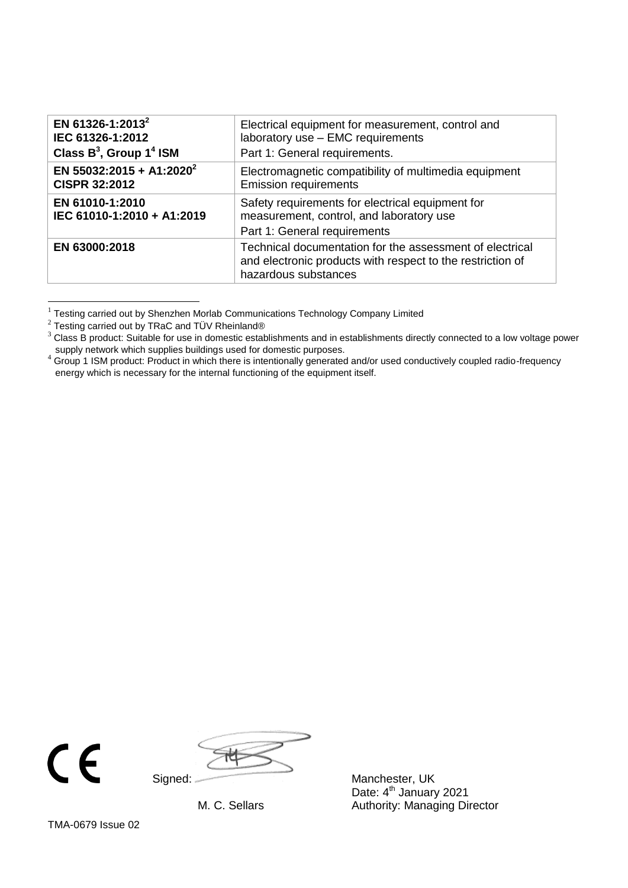| | |
|---|---|
| **EN 61326-1:2013[2]**<br>**IEC 61326-1:2012**<br>**Class B[3], Group 1[4] ISM** | Electrical equipment for measurement, control and laboratory use – EMC requirements<br>Part 1: General requirements. |
| **EN 55032:2015 + A1:2020[2]**<br>**CISPR 32:2012** | Electromagnetic compatibility of multimedia equipment<br>Emission requirements |
| **EN 61010-1:2010**<br>**IEC 61010-1:2010 + A1:2019** | Safety requirements for electrical equipment for measurement, control, and laboratory use<br>Part 1: General requirements |
| **EN 63000:2018** | Technical documentation for the assessment of electrical and electronic products with respect to the restriction of hazardous substances |

[1] Testing carried out by Shenzhen Morlab Communications Technology Company Limited

[2] Testing carried out by TRaC and TÜV Rheinland®

[3] Class B product: Suitable for use in domestic establishments and in establishments directly connected to a low voltage power supply network which supplies buildings used for domestic purposes.

[4] Group 1 ISM product: Product in which there is intentionally generated and/or used conductively coupled radio-frequency energy which is necessary for the internal functioning of the equipment itself.

CE

Signed:

M. C. Sellars

Manchester, UK
Date: 4th January 2021
Authority: Managing Director

TMA-0679 Issue 02